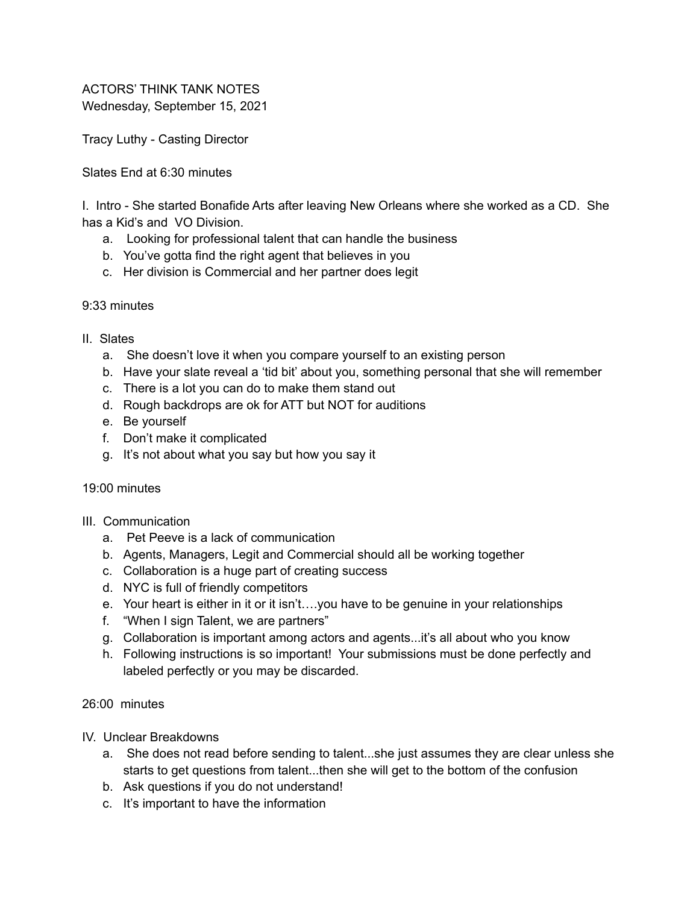ACTORS' THINK TANK NOTES
Wednesday, September 15, 2021

Tracy Luthy - Casting Director

Slates End at 6:30 minutes

I. Intro - She started Bonafide Arts after leaving New Orleans where she worked as a CD. She has a Kid's and VO Division.

  a. Looking for professional talent that can handle the business
  b. You've gotta find the right agent that believes in you
  c. Her division is Commercial and her partner does legit

9:33 minutes

II. Slates

  a. She doesn't love it when you compare yourself to an existing person
  b. Have your slate reveal a 'tid bit' about you, something personal that she will remember
  c. There is a lot you can do to make them stand out
  d. Rough backdrops are ok for ATT but NOT for auditions
  e. Be yourself
  f. Don't make it complicated
  g. It's not about what you say but how you say it

19:00 minutes

III. Communication

  a. Pet Peeve is a lack of communication
  b. Agents, Managers, Legit and Commercial should all be working together
  c. Collaboration is a huge part of creating success
  d. NYC is full of friendly competitors
  e. Your heart is either in it or it isn't….you have to be genuine in your relationships
  f. "When I sign Talent, we are partners"
  g. Collaboration is important among actors and agents...it's all about who you know
  h. Following instructions is so important! Your submissions must be done perfectly and labeled perfectly or you may be discarded.

26:00 minutes

IV. Unclear Breakdowns

  a. She does not read before sending to talent...she just assumes they are clear unless she starts to get questions from talent...then she will get to the bottom of the confusion
  b. Ask questions if you do not understand!
  c. It's important to have the information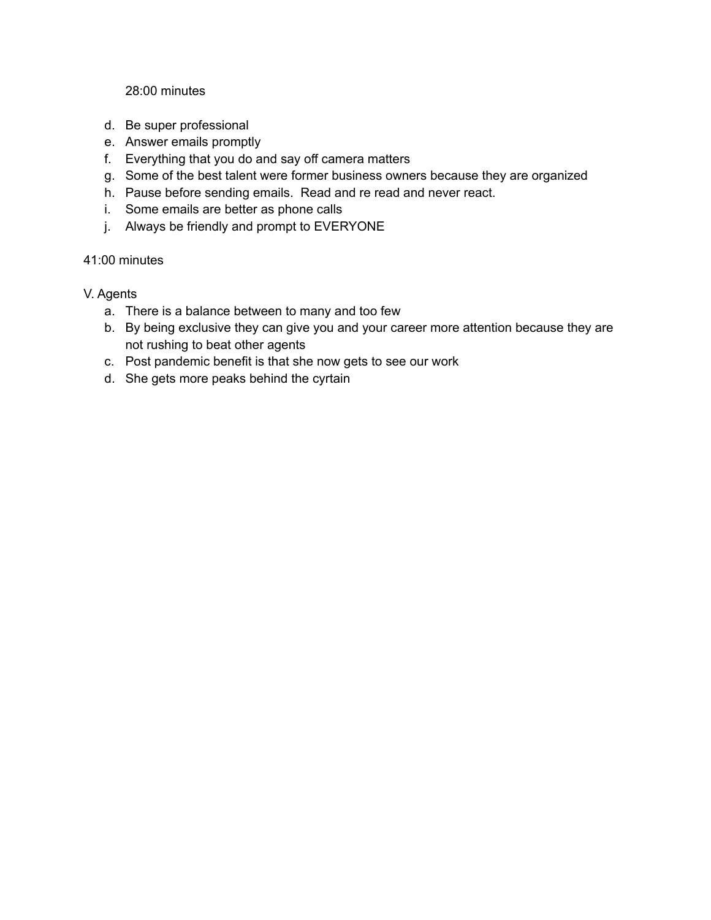28:00 minutes

d. Be super professional
e. Answer emails promptly
f. Everything that you do and say off camera matters
g. Some of the best talent were former business owners because they are organized
h. Pause before sending emails.  Read and re read and never react.
i. Some emails are better as phone calls
j. Always be friendly and prompt to EVERYONE

41:00 minutes

V. Agents

a. There is a balance between to many and too few
b. By being exclusive they can give you and your career more attention because they are not rushing to beat other agents
c. Post pandemic benefit is that she now gets to see our work
d. She gets more peaks behind the cyrtain